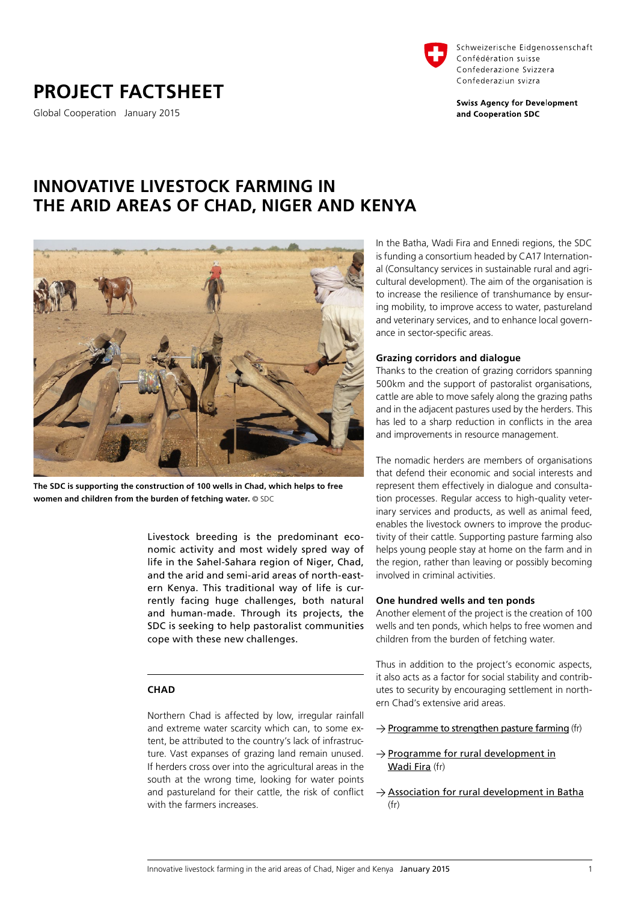Schweizerische Eidgenossenschaft
Confédération suisse
Confederazione Svizzera
Confederaziun svizra

**Swiss Agency for Development and Cooperation SDC**

# PROJECT FACTSHEET

Global Cooperation January 2015

# INNOVATIVE LIVESTOCK FARMING IN THE ARID AREAS OF CHAD, NIGER AND KENYA

**The SDC is supporting the construction of 100 wells in Chad, which helps to free women and children from the burden of fetching water.** © SDC

Livestock breeding is the predominant economic activity and most widely spred way of life in the Sahel-Sahara region of Niger, Chad, and the arid and semi-arid areas of north-eastern Kenya. This traditional way of life is currently facing huge challenges, both natural and human-made. Through its projects, the SDC is seeking to help pastoralist communities cope with these new challenges.

## CHAD

Northern Chad is affected by low, irregular rainfall and extreme water scarcity which can, to some extent, be attributed to the country's lack of infrastructure. Vast expanses of grazing land remain unused. If herders cross over into the agricultural areas in the south at the wrong time, looking for water points and pastureland for their cattle, the risk of conflict with the farmers increases.

In the Batha, Wadi Fira and Ennedi regions, the SDC is funding a consortium headed by CA17 International (Consultancy services in sustainable rural and agricultural development). The aim of the organisation is to increase the resilience of transhumance by ensuring mobility, to improve access to water, pastureland and veterinary services, and to enhance local governance in sector-specific areas.

### Grazing corridors and dialogue

Thanks to the creation of grazing corridors spanning 500km and the support of pastoralist organisations, cattle are able to move safely along the grazing paths and in the adjacent pastures used by the herders. This has led to a sharp reduction in conflicts in the area and improvements in resource management.

The nomadic herders are members of organisations that defend their economic and social interests and represent them effectively in dialogue and consultation processes. Regular access to high-quality veterinary services and products, as well as animal feed, enables the livestock owners to improve the productivity of their cattle. Supporting pasture farming also helps young people stay at home on the farm and in the region, rather than leaving or possibly becoming involved in criminal activities.

### One hundred wells and ten ponds

Another element of the project is the creation of 100 wells and ten ponds, which helps to free women and children from the burden of fetching water.

Thus in addition to the project's economic aspects, it also acts as a factor for social stability and contributes to security by encouraging settlement in northern Chad's extensive arid areas.

→ Programme to strengthen pasture farming (fr)

→ Programme for rural development in Wadi Fira (fr)

→ Association for rural development in Batha (fr)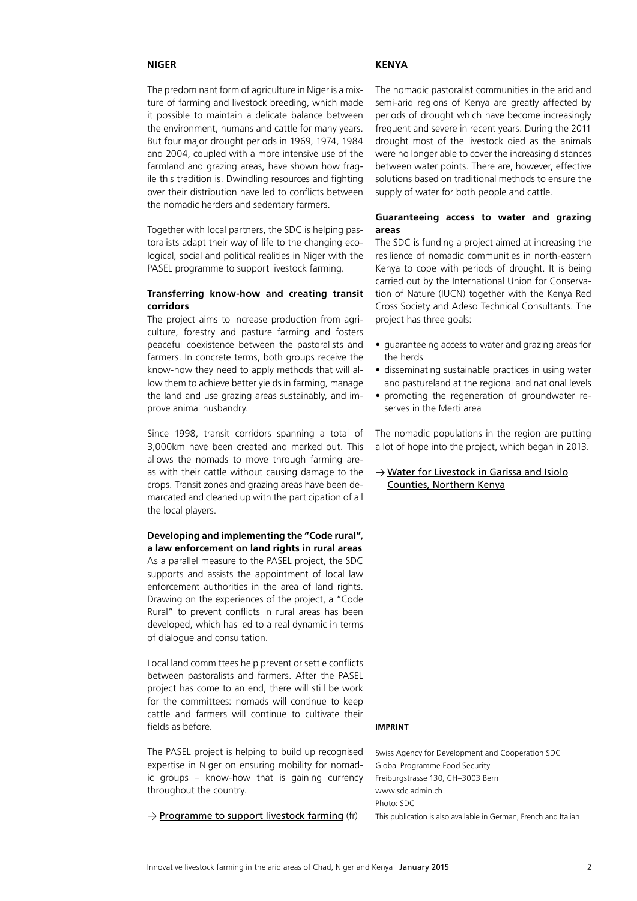## NIGER

The predominant form of agriculture in Niger is a mixture of farming and livestock breeding, which made it possible to maintain a delicate balance between the environment, humans and cattle for many years. But four major drought periods in 1969, 1974, 1984 and 2004, coupled with a more intensive use of the farmland and grazing areas, have shown how fragile this tradition is. Dwindling resources and fighting over their distribution have led to conflicts between the nomadic herders and sedentary farmers.

Together with local partners, the SDC is helping pastoralists adapt their way of life to the changing ecological, social and political realities in Niger with the PASEL programme to support livestock farming.

### Transferring know-how and creating transit corridors

The project aims to increase production from agriculture, forestry and pasture farming and fosters peaceful coexistence between the pastoralists and farmers. In concrete terms, both groups receive the know-how they need to apply methods that will allow them to achieve better yields in farming, manage the land and use grazing areas sustainably, and improve animal husbandry.

Since 1998, transit corridors spanning a total of 3,000km have been created and marked out. This allows the nomads to move through farming areas with their cattle without causing damage to the crops. Transit zones and grazing areas have been demarcated and cleaned up with the participation of all the local players.

### Developing and implementing the "Code rural", a law enforcement on land rights in rural areas

As a parallel measure to the PASEL project, the SDC supports and assists the appointment of local law enforcement authorities in the area of land rights. Drawing on the experiences of the project, a "Code Rural" to prevent conflicts in rural areas has been developed, which has led to a real dynamic in terms of dialogue and consultation.

Local land committees help prevent or settle conflicts between pastoralists and farmers. After the PASEL project has come to an end, there will still be work for the committees: nomads will continue to keep cattle and farmers will continue to cultivate their fields as before.

The PASEL project is helping to build up recognised expertise in Niger on ensuring mobility for nomadic groups – know-how that is gaining currency throughout the country.

→ Programme to support livestock farming (fr)

## KENYA

The nomadic pastoralist communities in the arid and semi-arid regions of Kenya are greatly affected by periods of drought which have become increasingly frequent and severe in recent years. During the 2011 drought most of the livestock died as the animals were no longer able to cover the increasing distances between water points. There are, however, effective solutions based on traditional methods to ensure the supply of water for both people and cattle.

### Guaranteeing access to water and grazing areas

The SDC is funding a project aimed at increasing the resilience of nomadic communities in north-eastern Kenya to cope with periods of drought. It is being carried out by the International Union for Conservation of Nature (IUCN) together with the Kenya Red Cross Society and Adeso Technical Consultants. The project has three goals:

- guaranteeing access to water and grazing areas for the herds
- disseminating sustainable practices in using water and pastureland at the regional and national levels
- promoting the regeneration of groundwater reserves in the Merti area

The nomadic populations in the region are putting a lot of hope into the project, which began in 2013.

→ Water for Livestock in Garissa and Isiolo Counties, Northern Kenya

### IMPRINT

Swiss Agency for Development and Cooperation SDC
Global Programme Food Security
Freiburgstrasse 130, CH–3003 Bern
www.sdc.admin.ch
Photo: SDC
This publication is also available in German, French and Italian